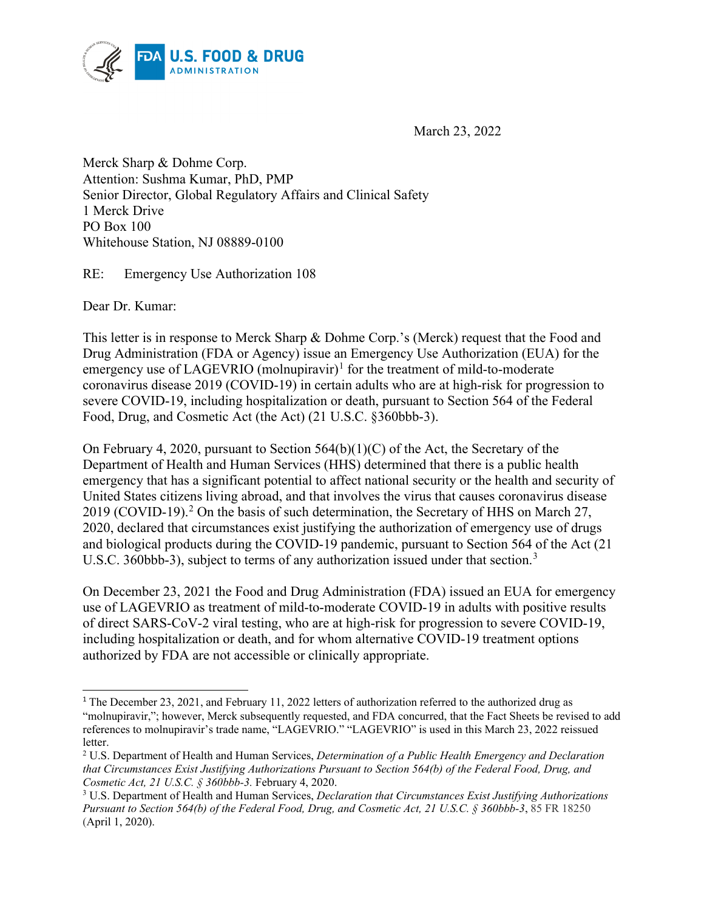March 23, 2022

Merck Sharp & Dohme Corp.
Attention: Sushma Kumar, PhD, PMP
Senior Director, Global Regulatory Affairs and Clinical Safety
1 Merck Drive
PO Box 100
Whitehouse Station, NJ 08889-0100

RE: Emergency Use Authorization 108

Dear Dr. Kumar:

This letter is in response to Merck Sharp & Dohme Corp.'s (Merck) request that the Food and Drug Administration (FDA or Agency) issue an Emergency Use Authorization (EUA) for the emergency use of LAGEVRIO (molnupiravir)[1] for the treatment of mild-to-moderate coronavirus disease 2019 (COVID-19) in certain adults who are at high-risk for progression to severe COVID-19, including hospitalization or death, pursuant to Section 564 of the Federal Food, Drug, and Cosmetic Act (the Act) (21 U.S.C. §360bbb-3).

On February 4, 2020, pursuant to Section 564(b)(1)(C) of the Act, the Secretary of the Department of Health and Human Services (HHS) determined that there is a public health emergency that has a significant potential to affect national security or the health and security of United States citizens living abroad, and that involves the virus that causes coronavirus disease 2019 (COVID-19).[2] On the basis of such determination, the Secretary of HHS on March 27, 2020, declared that circumstances exist justifying the authorization of emergency use of drugs and biological products during the COVID-19 pandemic, pursuant to Section 564 of the Act (21 U.S.C. 360bbb-3), subject to terms of any authorization issued under that section.[3]

On December 23, 2021 the Food and Drug Administration (FDA) issued an EUA for emergency use of LAGEVRIO as treatment of mild-to-moderate COVID-19 in adults with positive results of direct SARS-CoV-2 viral testing, who are at high-risk for progression to severe COVID-19, including hospitalization or death, and for whom alternative COVID-19 treatment options authorized by FDA are not accessible or clinically appropriate.

---

[1] The December 23, 2021, and February 11, 2022 letters of authorization referred to the authorized drug as "molnupiravir,"; however, Merck subsequently requested, and FDA concurred, that the Fact Sheets be revised to add references to molnupiravir's trade name, "LAGEVRIO." "LAGEVRIO" is used in this March 23, 2022 reissued letter.

[2] U.S. Department of Health and Human Services, *Determination of a Public Health Emergency and Declaration that Circumstances Exist Justifying Authorizations Pursuant to Section 564(b) of the Federal Food, Drug, and Cosmetic Act, 21 U.S.C. § 360bbb-3.* February 4, 2020.

[3] U.S. Department of Health and Human Services, *Declaration that Circumstances Exist Justifying Authorizations Pursuant to Section 564(b) of the Federal Food, Drug, and Cosmetic Act, 21 U.S.C. § 360bbb-3*, 85 FR 18250 (April 1, 2020).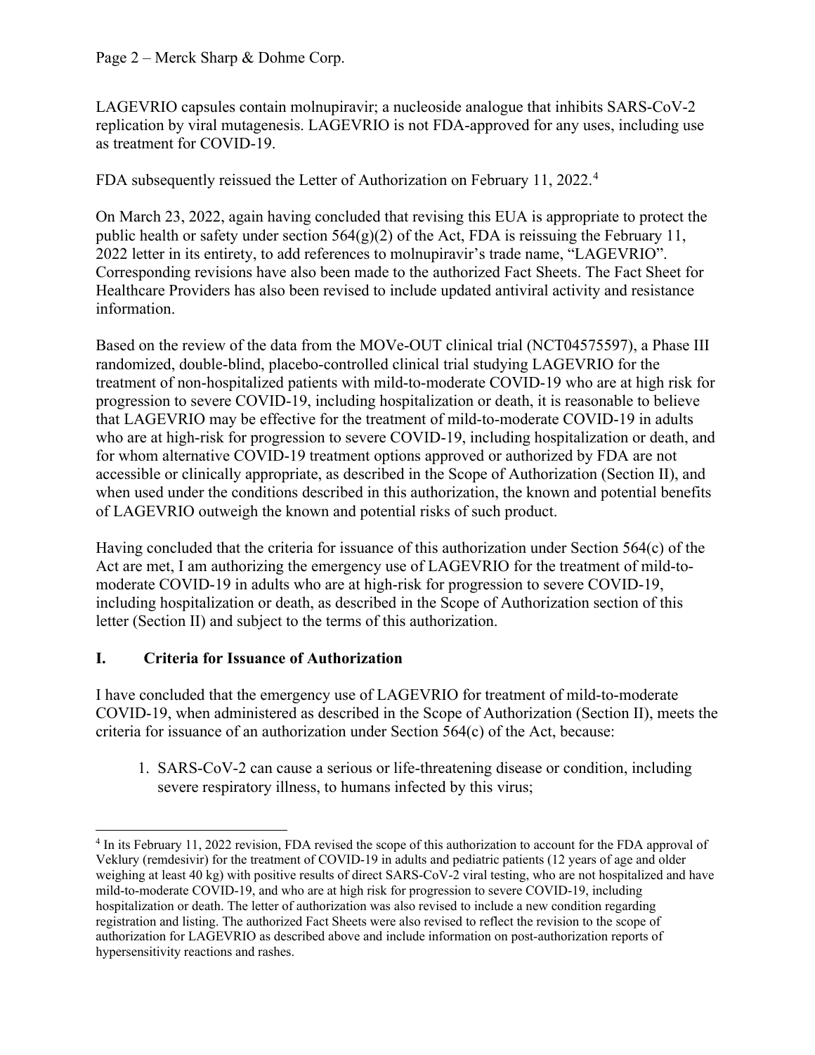LAGEVRIO capsules contain molnupiravir; a nucleoside analogue that inhibits SARS-CoV-2 replication by viral mutagenesis. LAGEVRIO is not FDA-approved for any uses, including use as treatment for COVID-19.

FDA subsequently reissued the Letter of Authorization on February 11, 2022.[4]

On March 23, 2022, again having concluded that revising this EUA is appropriate to protect the public health or safety under section 564(g)(2) of the Act, FDA is reissuing the February 11, 2022 letter in its entirety, to add references to molnupiravir's trade name, "LAGEVRIO". Corresponding revisions have also been made to the authorized Fact Sheets. The Fact Sheet for Healthcare Providers has also been revised to include updated antiviral activity and resistance information.

Based on the review of the data from the MOVe-OUT clinical trial (NCT04575597), a Phase III randomized, double-blind, placebo-controlled clinical trial studying LAGEVRIO for the treatment of non-hospitalized patients with mild-to-moderate COVID-19 who are at high risk for progression to severe COVID-19, including hospitalization or death, it is reasonable to believe that LAGEVRIO may be effective for the treatment of mild-to-moderate COVID-19 in adults who are at high-risk for progression to severe COVID-19, including hospitalization or death, and for whom alternative COVID-19 treatment options approved or authorized by FDA are not accessible or clinically appropriate, as described in the Scope of Authorization (Section II), and when used under the conditions described in this authorization, the known and potential benefits of LAGEVRIO outweigh the known and potential risks of such product.

Having concluded that the criteria for issuance of this authorization under Section 564(c) of the Act are met, I am authorizing the emergency use of LAGEVRIO for the treatment of mild-to-moderate COVID-19 in adults who are at high-risk for progression to severe COVID-19, including hospitalization or death, as described in the Scope of Authorization section of this letter (Section II) and subject to the terms of this authorization.

## I. Criteria for Issuance of Authorization

I have concluded that the emergency use of LAGEVRIO for treatment of mild-to-moderate COVID-19, when administered as described in the Scope of Authorization (Section II), meets the criteria for issuance of an authorization under Section 564(c) of the Act, because:

1. SARS-CoV-2 can cause a serious or life-threatening disease or condition, including severe respiratory illness, to humans infected by this virus;

---

[4] In its February 11, 2022 revision, FDA revised the scope of this authorization to account for the FDA approval of Veklury (remdesivir) for the treatment of COVID-19 in adults and pediatric patients (12 years of age and older weighing at least 40 kg) with positive results of direct SARS-CoV-2 viral testing, who are not hospitalized and have mild-to-moderate COVID-19, and who are at high risk for progression to severe COVID-19, including hospitalization or death. The letter of authorization was also revised to include a new condition regarding registration and listing. The authorized Fact Sheets were also revised to reflect the revision to the scope of authorization for LAGEVRIO as described above and include information on post-authorization reports of hypersensitivity reactions and rashes.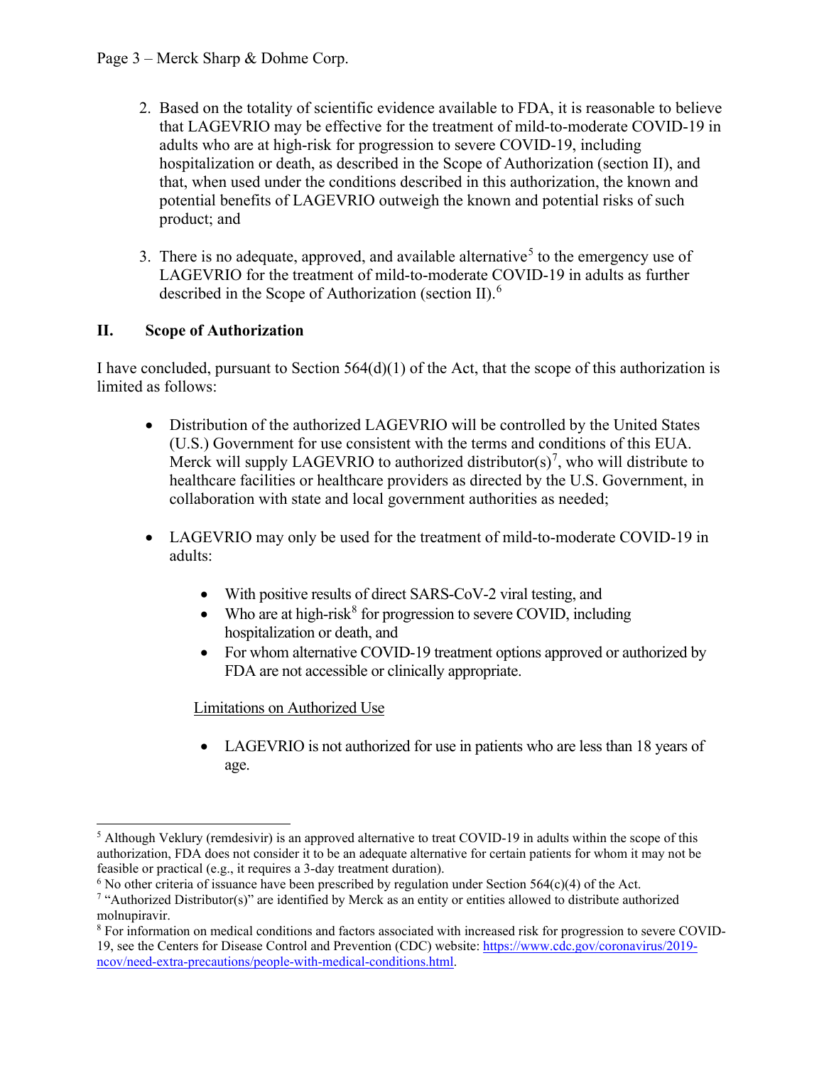2. Based on the totality of scientific evidence available to FDA, it is reasonable to believe that LAGEVRIO may be effective for the treatment of mild-to-moderate COVID-19 in adults who are at high-risk for progression to severe COVID-19, including hospitalization or death, as described in the Scope of Authorization (section II), and that, when used under the conditions described in this authorization, the known and potential benefits of LAGEVRIO outweigh the known and potential risks of such product; and

3. There is no adequate, approved, and available alternative[5] to the emergency use of LAGEVRIO for the treatment of mild-to-moderate COVID-19 in adults as further described in the Scope of Authorization (section II).[6]

## II. Scope of Authorization

I have concluded, pursuant to Section 564(d)(1) of the Act, that the scope of this authorization is limited as follows:

- Distribution of the authorized LAGEVRIO will be controlled by the United States (U.S.) Government for use consistent with the terms and conditions of this EUA. Merck will supply LAGEVRIO to authorized distributor(s)[7], who will distribute to healthcare facilities or healthcare providers as directed by the U.S. Government, in collaboration with state and local government authorities as needed;

- LAGEVRIO may only be used for the treatment of mild-to-moderate COVID-19 in adults:

  - With positive results of direct SARS-CoV-2 viral testing, and
  - Who are at high-risk[8] for progression to severe COVID, including hospitalization or death, and
  - For whom alternative COVID-19 treatment options approved or authorized by FDA are not accessible or clinically appropriate.

  Limitations on Authorized Use

  - LAGEVRIO is not authorized for use in patients who are less than 18 years of age.

---

[5] Although Veklury (remdesivir) is an approved alternative to treat COVID-19 in adults within the scope of this authorization, FDA does not consider it to be an adequate alternative for certain patients for whom it may not be feasible or practical (e.g., it requires a 3-day treatment duration).

[6] No other criteria of issuance have been prescribed by regulation under Section 564(c)(4) of the Act.

[7] "Authorized Distributor(s)" are identified by Merck as an entity or entities allowed to distribute authorized molnupiravir.

[8] For information on medical conditions and factors associated with increased risk for progression to severe COVID-19, see the Centers for Disease Control and Prevention (CDC) website: https://www.cdc.gov/coronavirus/2019-ncov/need-extra-precautions/people-with-medical-conditions.html.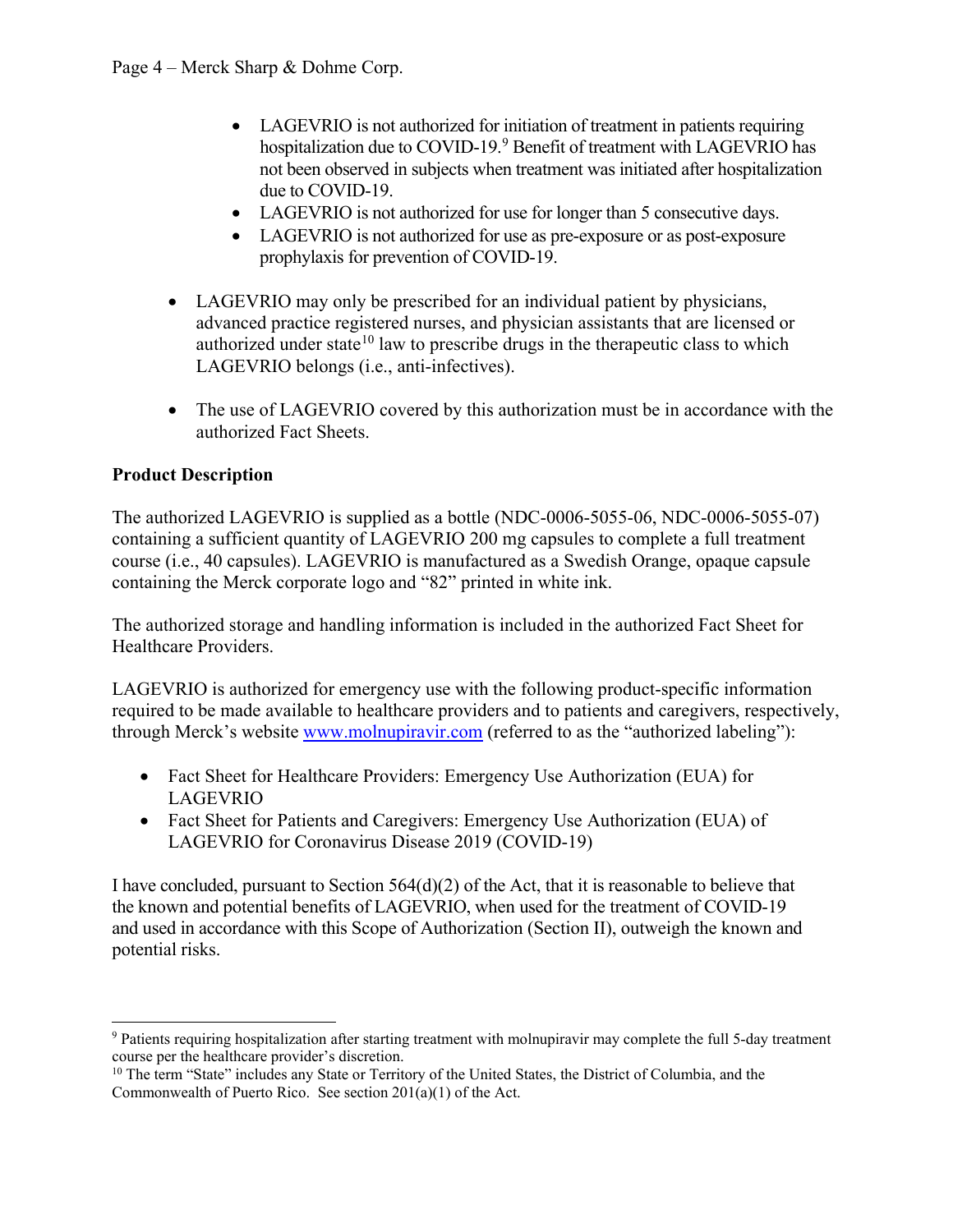- LAGEVRIO is not authorized for initiation of treatment in patients requiring hospitalization due to COVID-19.[9] Benefit of treatment with LAGEVRIO has not been observed in subjects when treatment was initiated after hospitalization due to COVID-19.
- LAGEVRIO is not authorized for use for longer than 5 consecutive days.
- LAGEVRIO is not authorized for use as pre-exposure or as post-exposure prophylaxis for prevention of COVID-19.

- LAGEVRIO may only be prescribed for an individual patient by physicians, advanced practice registered nurses, and physician assistants that are licensed or authorized under state[10] law to prescribe drugs in the therapeutic class to which LAGEVRIO belongs (i.e., anti-infectives).

- The use of LAGEVRIO covered by this authorization must be in accordance with the authorized Fact Sheets.

**Product Description**

The authorized LAGEVRIO is supplied as a bottle (NDC-0006-5055-06, NDC-0006-5055-07) containing a sufficient quantity of LAGEVRIO 200 mg capsules to complete a full treatment course (i.e., 40 capsules). LAGEVRIO is manufactured as a Swedish Orange, opaque capsule containing the Merck corporate logo and "82" printed in white ink.

The authorized storage and handling information is included in the authorized Fact Sheet for Healthcare Providers.

LAGEVRIO is authorized for emergency use with the following product-specific information required to be made available to healthcare providers and to patients and caregivers, respectively, through Merck's website [www.molnupiravir.com](http://www.molnupiravir.com) (referred to as the "authorized labeling"):

- Fact Sheet for Healthcare Providers: Emergency Use Authorization (EUA) for LAGEVRIO
- Fact Sheet for Patients and Caregivers: Emergency Use Authorization (EUA) of LAGEVRIO for Coronavirus Disease 2019 (COVID-19)

I have concluded, pursuant to Section 564(d)(2) of the Act, that it is reasonable to believe that the known and potential benefits of LAGEVRIO, when used for the treatment of COVID-19 and used in accordance with this Scope of Authorization (Section II), outweigh the known and potential risks.

---

[9] Patients requiring hospitalization after starting treatment with molnupiravir may complete the full 5-day treatment course per the healthcare provider's discretion.

[10] The term "State" includes any State or Territory of the United States, the District of Columbia, and the Commonwealth of Puerto Rico. See section 201(a)(1) of the Act.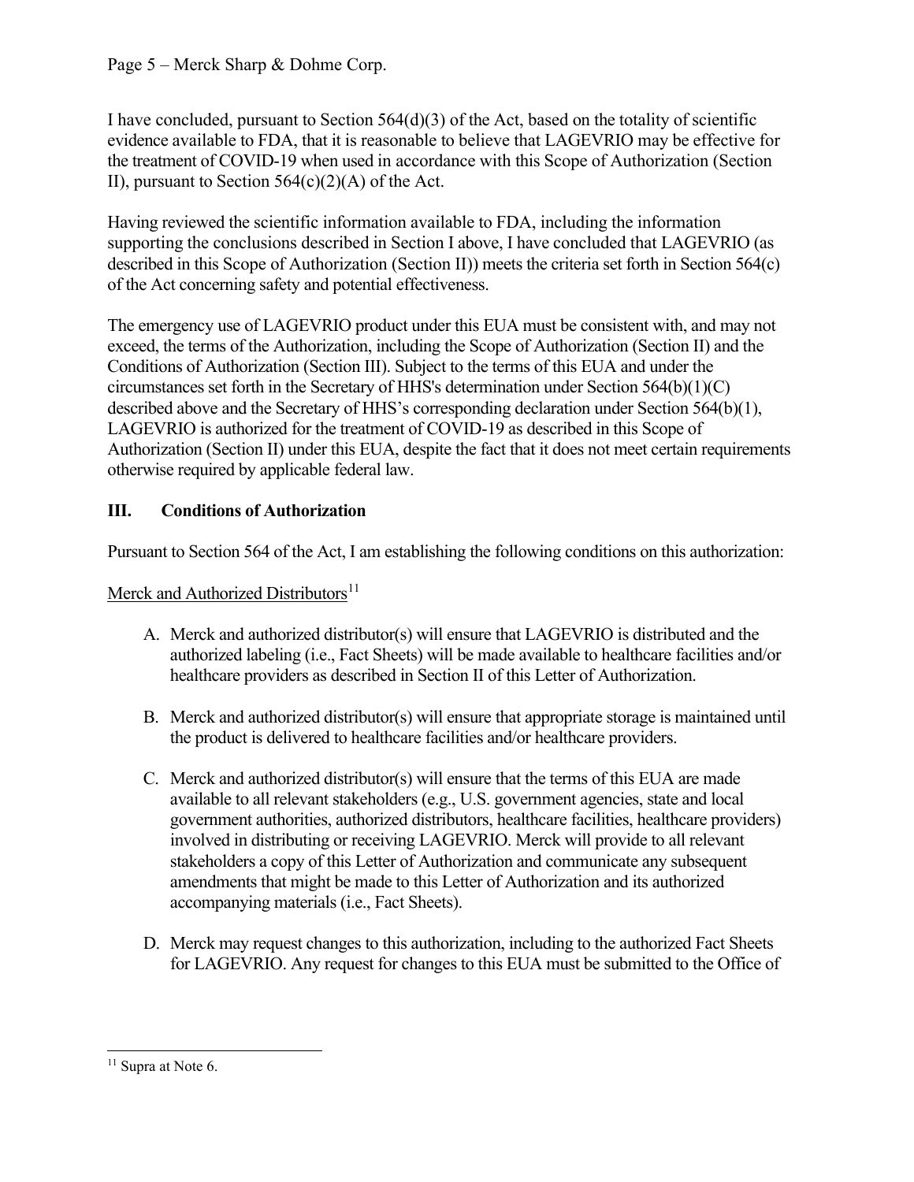I have concluded, pursuant to Section 564(d)(3) of the Act, based on the totality of scientific evidence available to FDA, that it is reasonable to believe that LAGEVRIO may be effective for the treatment of COVID-19 when used in accordance with this Scope of Authorization (Section II), pursuant to Section 564(c)(2)(A) of the Act.

Having reviewed the scientific information available to FDA, including the information supporting the conclusions described in Section I above, I have concluded that LAGEVRIO (as described in this Scope of Authorization (Section II)) meets the criteria set forth in Section 564(c) of the Act concerning safety and potential effectiveness.

The emergency use of LAGEVRIO product under this EUA must be consistent with, and may not exceed, the terms of the Authorization, including the Scope of Authorization (Section II) and the Conditions of Authorization (Section III). Subject to the terms of this EUA and under the circumstances set forth in the Secretary of HHS's determination under Section 564(b)(1)(C) described above and the Secretary of HHS's corresponding declaration under Section 564(b)(1), LAGEVRIO is authorized for the treatment of COVID-19 as described in this Scope of Authorization (Section II) under this EUA, despite the fact that it does not meet certain requirements otherwise required by applicable federal law.

## III. Conditions of Authorization

Pursuant to Section 564 of the Act, I am establishing the following conditions on this authorization:

Merck and Authorized Distributors[11]

A. Merck and authorized distributor(s) will ensure that LAGEVRIO is distributed and the authorized labeling (i.e., Fact Sheets) will be made available to healthcare facilities and/or healthcare providers as described in Section II of this Letter of Authorization.

B. Merck and authorized distributor(s) will ensure that appropriate storage is maintained until the product is delivered to healthcare facilities and/or healthcare providers.

C. Merck and authorized distributor(s) will ensure that the terms of this EUA are made available to all relevant stakeholders (e.g., U.S. government agencies, state and local government authorities, authorized distributors, healthcare facilities, healthcare providers) involved in distributing or receiving LAGEVRIO. Merck will provide to all relevant stakeholders a copy of this Letter of Authorization and communicate any subsequent amendments that might be made to this Letter of Authorization and its authorized accompanying materials (i.e., Fact Sheets).

D. Merck may request changes to this authorization, including to the authorized Fact Sheets for LAGEVRIO. Any request for changes to this EUA must be submitted to the Office of

[11] Supra at Note 6.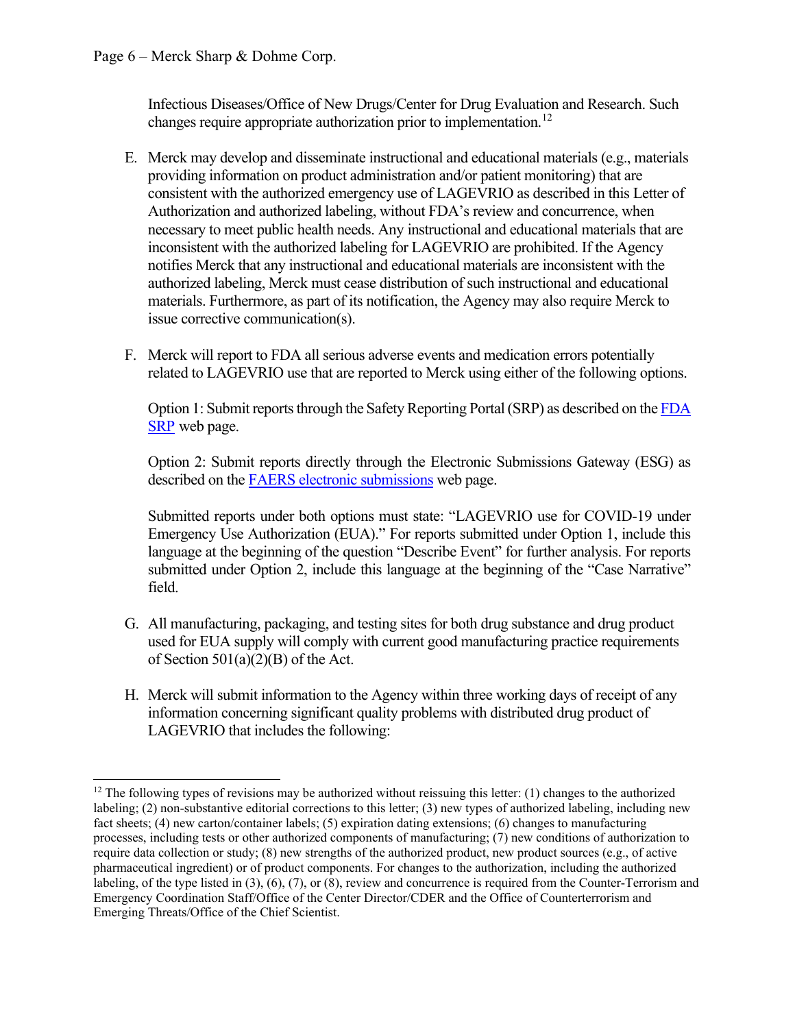Infectious Diseases/Office of New Drugs/Center for Drug Evaluation and Research. Such changes require appropriate authorization prior to implementation.[12]

E. Merck may develop and disseminate instructional and educational materials (e.g., materials providing information on product administration and/or patient monitoring) that are consistent with the authorized emergency use of LAGEVRIO as described in this Letter of Authorization and authorized labeling, without FDA's review and concurrence, when necessary to meet public health needs. Any instructional and educational materials that are inconsistent with the authorized labeling for LAGEVRIO are prohibited. If the Agency notifies Merck that any instructional and educational materials are inconsistent with the authorized labeling, Merck must cease distribution of such instructional and educational materials. Furthermore, as part of its notification, the Agency may also require Merck to issue corrective communication(s).

F. Merck will report to FDA all serious adverse events and medication errors potentially related to LAGEVRIO use that are reported to Merck using either of the following options.

   Option 1: Submit reports through the Safety Reporting Portal (SRP) as described on the [FDA SRP](#) web page.

   Option 2: Submit reports directly through the Electronic Submissions Gateway (ESG) as described on the [FAERS electronic submissions](#) web page.

   Submitted reports under both options must state: "LAGEVRIO use for COVID-19 under Emergency Use Authorization (EUA)." For reports submitted under Option 1, include this language at the beginning of the question "Describe Event" for further analysis. For reports submitted under Option 2, include this language at the beginning of the "Case Narrative" field.

G. All manufacturing, packaging, and testing sites for both drug substance and drug product used for EUA supply will comply with current good manufacturing practice requirements of Section 501(a)(2)(B) of the Act.

H. Merck will submit information to the Agency within three working days of receipt of any information concerning significant quality problems with distributed drug product of LAGEVRIO that includes the following:

---

[12] The following types of revisions may be authorized without reissuing this letter: (1) changes to the authorized labeling; (2) non-substantive editorial corrections to this letter; (3) new types of authorized labeling, including new fact sheets; (4) new carton/container labels; (5) expiration dating extensions; (6) changes to manufacturing processes, including tests or other authorized components of manufacturing; (7) new conditions of authorization to require data collection or study; (8) new strengths of the authorized product, new product sources (e.g., of active pharmaceutical ingredient) or of product components. For changes to the authorization, including the authorized labeling, of the type listed in (3), (6), (7), or (8), review and concurrence is required from the Counter-Terrorism and Emergency Coordination Staff/Office of the Center Director/CDER and the Office of Counterterrorism and Emerging Threats/Office of the Chief Scientist.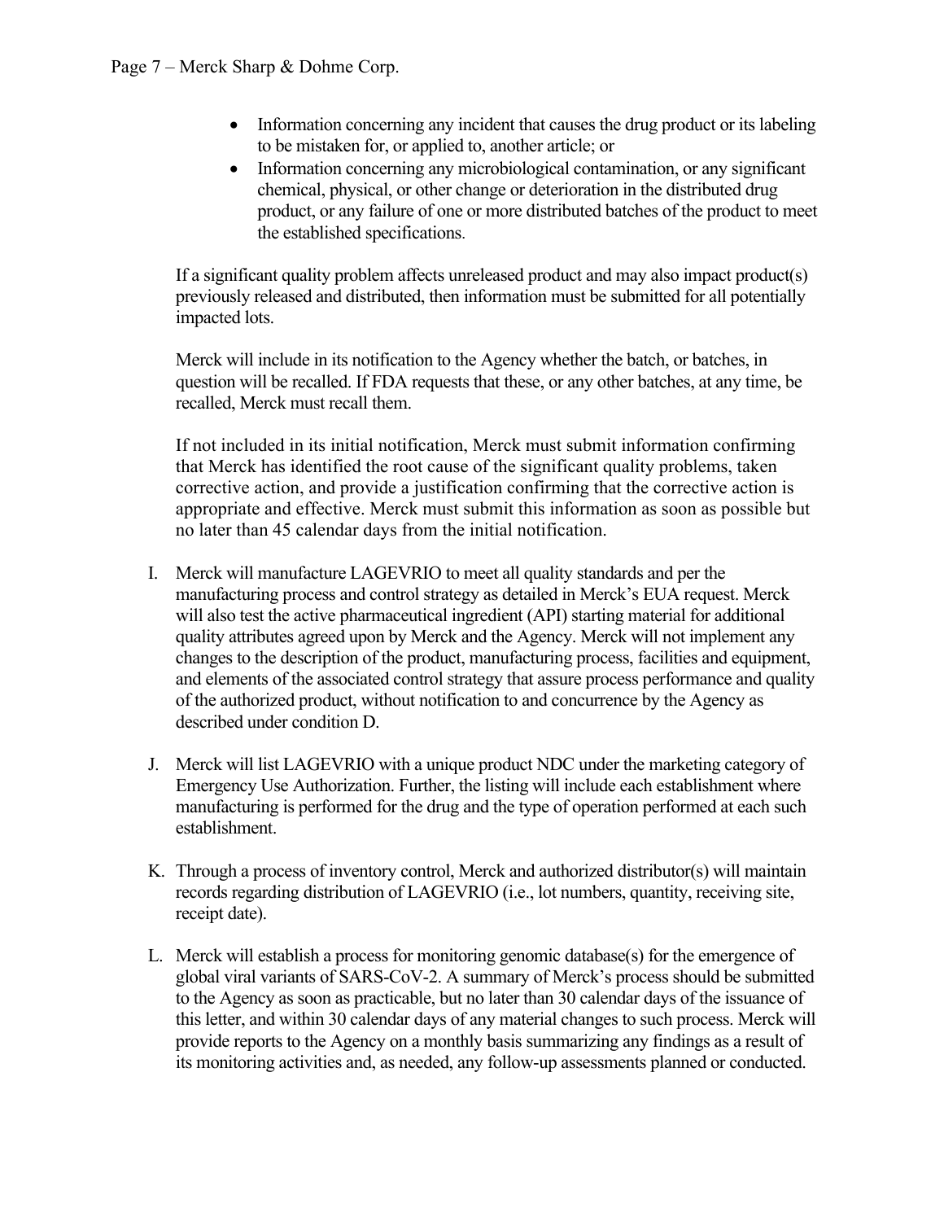- Information concerning any incident that causes the drug product or its labeling to be mistaken for, or applied to, another article; or
- Information concerning any microbiological contamination, or any significant chemical, physical, or other change or deterioration in the distributed drug product, or any failure of one or more distributed batches of the product to meet the established specifications.

If a significant quality problem affects unreleased product and may also impact product(s) previously released and distributed, then information must be submitted for all potentially impacted lots.

Merck will include in its notification to the Agency whether the batch, or batches, in question will be recalled. If FDA requests that these, or any other batches, at any time, be recalled, Merck must recall them.

If not included in its initial notification, Merck must submit information confirming that Merck has identified the root cause of the significant quality problems, taken corrective action, and provide a justification confirming that the corrective action is appropriate and effective. Merck must submit this information as soon as possible but no later than 45 calendar days from the initial notification.

I. Merck will manufacture LAGEVRIO to meet all quality standards and per the manufacturing process and control strategy as detailed in Merck's EUA request. Merck will also test the active pharmaceutical ingredient (API) starting material for additional quality attributes agreed upon by Merck and the Agency. Merck will not implement any changes to the description of the product, manufacturing process, facilities and equipment, and elements of the associated control strategy that assure process performance and quality of the authorized product, without notification to and concurrence by the Agency as described under condition D.

J. Merck will list LAGEVRIO with a unique product NDC under the marketing category of Emergency Use Authorization. Further, the listing will include each establishment where manufacturing is performed for the drug and the type of operation performed at each such establishment.

K. Through a process of inventory control, Merck and authorized distributor(s) will maintain records regarding distribution of LAGEVRIO (i.e., lot numbers, quantity, receiving site, receipt date).

L. Merck will establish a process for monitoring genomic database(s) for the emergence of global viral variants of SARS-CoV-2. A summary of Merck's process should be submitted to the Agency as soon as practicable, but no later than 30 calendar days of the issuance of this letter, and within 30 calendar days of any material changes to such process. Merck will provide reports to the Agency on a monthly basis summarizing any findings as a result of its monitoring activities and, as needed, any follow-up assessments planned or conducted.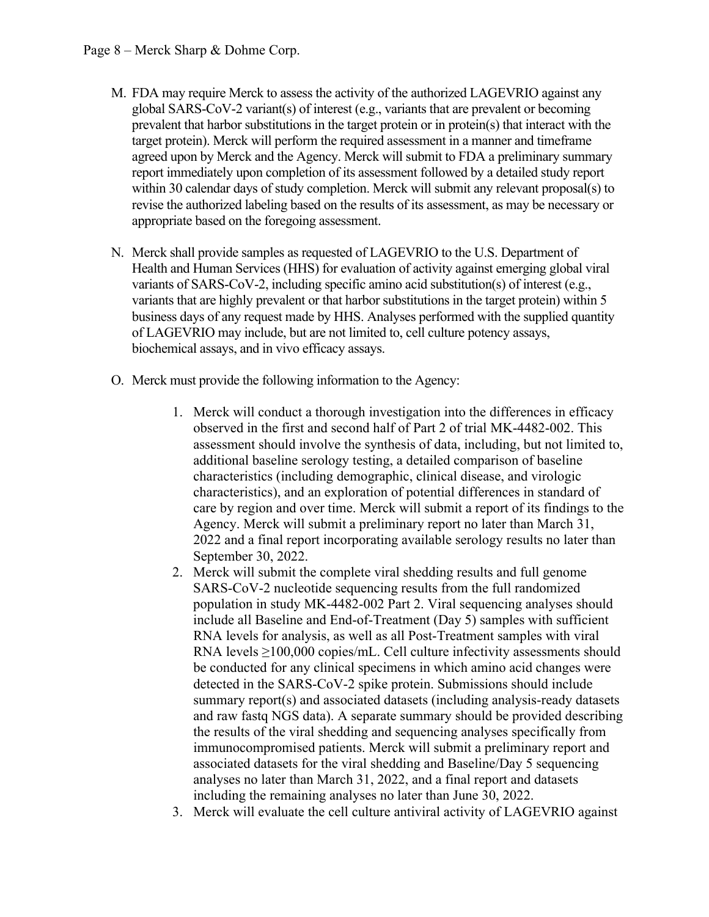M. FDA may require Merck to assess the activity of the authorized LAGEVRIO against any global SARS-CoV-2 variant(s) of interest (e.g., variants that are prevalent or becoming prevalent that harbor substitutions in the target protein or in protein(s) that interact with the target protein). Merck will perform the required assessment in a manner and timeframe agreed upon by Merck and the Agency. Merck will submit to FDA a preliminary summary report immediately upon completion of its assessment followed by a detailed study report within 30 calendar days of study completion. Merck will submit any relevant proposal(s) to revise the authorized labeling based on the results of its assessment, as may be necessary or appropriate based on the foregoing assessment.

N. Merck shall provide samples as requested of LAGEVRIO to the U.S. Department of Health and Human Services (HHS) for evaluation of activity against emerging global viral variants of SARS-CoV-2, including specific amino acid substitution(s) of interest (e.g., variants that are highly prevalent or that harbor substitutions in the target protein) within 5 business days of any request made by HHS. Analyses performed with the supplied quantity of LAGEVRIO may include, but are not limited to, cell culture potency assays, biochemical assays, and in vivo efficacy assays.

O. Merck must provide the following information to the Agency:

1. Merck will conduct a thorough investigation into the differences in efficacy observed in the first and second half of Part 2 of trial MK-4482-002. This assessment should involve the synthesis of data, including, but not limited to, additional baseline serology testing, a detailed comparison of baseline characteristics (including demographic, clinical disease, and virologic characteristics), and an exploration of potential differences in standard of care by region and over time. Merck will submit a report of its findings to the Agency. Merck will submit a preliminary report no later than March 31, 2022 and a final report incorporating available serology results no later than September 30, 2022.
2. Merck will submit the complete viral shedding results and full genome SARS-CoV-2 nucleotide sequencing results from the full randomized population in study MK-4482-002 Part 2. Viral sequencing analyses should include all Baseline and End-of-Treatment (Day 5) samples with sufficient RNA levels for analysis, as well as all Post-Treatment samples with viral RNA levels ≥100,000 copies/mL. Cell culture infectivity assessments should be conducted for any clinical specimens in which amino acid changes were detected in the SARS-CoV-2 spike protein. Submissions should include summary report(s) and associated datasets (including analysis-ready datasets and raw fastq NGS data). A separate summary should be provided describing the results of the viral shedding and sequencing analyses specifically from immunocompromised patients. Merck will submit a preliminary report and associated datasets for the viral shedding and Baseline/Day 5 sequencing analyses no later than March 31, 2022, and a final report and datasets including the remaining analyses no later than June 30, 2022.
3. Merck will evaluate the cell culture antiviral activity of LAGEVRIO against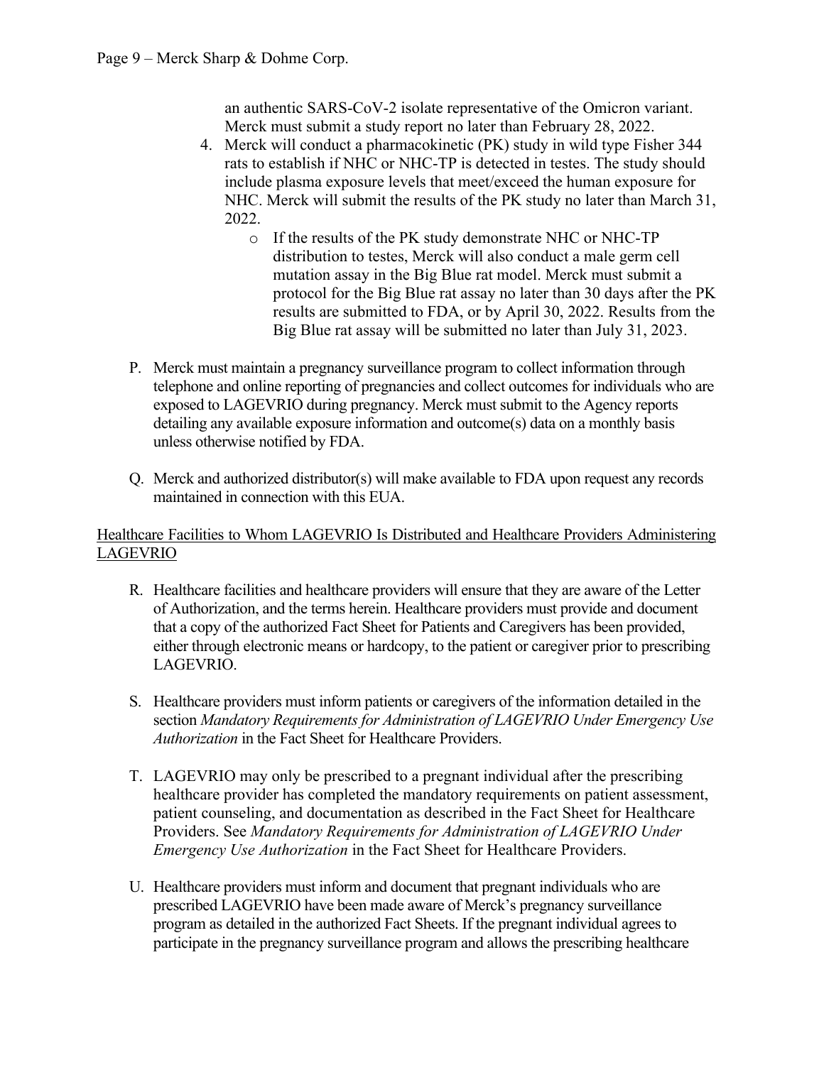an authentic SARS-CoV-2 isolate representative of the Omicron variant. Merck must submit a study report no later than February 28, 2022.

4. Merck will conduct a pharmacokinetic (PK) study in wild type Fisher 344 rats to establish if NHC or NHC-TP is detected in testes. The study should include plasma exposure levels that meet/exceed the human exposure for NHC. Merck will submit the results of the PK study no later than March 31, 2022.
   - If the results of the PK study demonstrate NHC or NHC-TP distribution to testes, Merck will also conduct a male germ cell mutation assay in the Big Blue rat model. Merck must submit a protocol for the Big Blue rat assay no later than 30 days after the PK results are submitted to FDA, or by April 30, 2022. Results from the Big Blue rat assay will be submitted no later than July 31, 2023.

P. Merck must maintain a pregnancy surveillance program to collect information through telephone and online reporting of pregnancies and collect outcomes for individuals who are exposed to LAGEVRIO during pregnancy. Merck must submit to the Agency reports detailing any available exposure information and outcome(s) data on a monthly basis unless otherwise notified by FDA.

Q. Merck and authorized distributor(s) will make available to FDA upon request any records maintained in connection with this EUA.

<u>Healthcare Facilities to Whom LAGEVRIO Is Distributed and Healthcare Providers Administering LAGEVRIO</u>

R. Healthcare facilities and healthcare providers will ensure that they are aware of the Letter of Authorization, and the terms herein. Healthcare providers must provide and document that a copy of the authorized Fact Sheet for Patients and Caregivers has been provided, either through electronic means or hardcopy, to the patient or caregiver prior to prescribing LAGEVRIO.

S. Healthcare providers must inform patients or caregivers of the information detailed in the section *Mandatory Requirements for Administration of LAGEVRIO Under Emergency Use Authorization* in the Fact Sheet for Healthcare Providers.

T. LAGEVRIO may only be prescribed to a pregnant individual after the prescribing healthcare provider has completed the mandatory requirements on patient assessment, patient counseling, and documentation as described in the Fact Sheet for Healthcare Providers. See *Mandatory Requirements for Administration of LAGEVRIO Under Emergency Use Authorization* in the Fact Sheet for Healthcare Providers.

U. Healthcare providers must inform and document that pregnant individuals who are prescribed LAGEVRIO have been made aware of Merck's pregnancy surveillance program as detailed in the authorized Fact Sheets. If the pregnant individual agrees to participate in the pregnancy surveillance program and allows the prescribing healthcare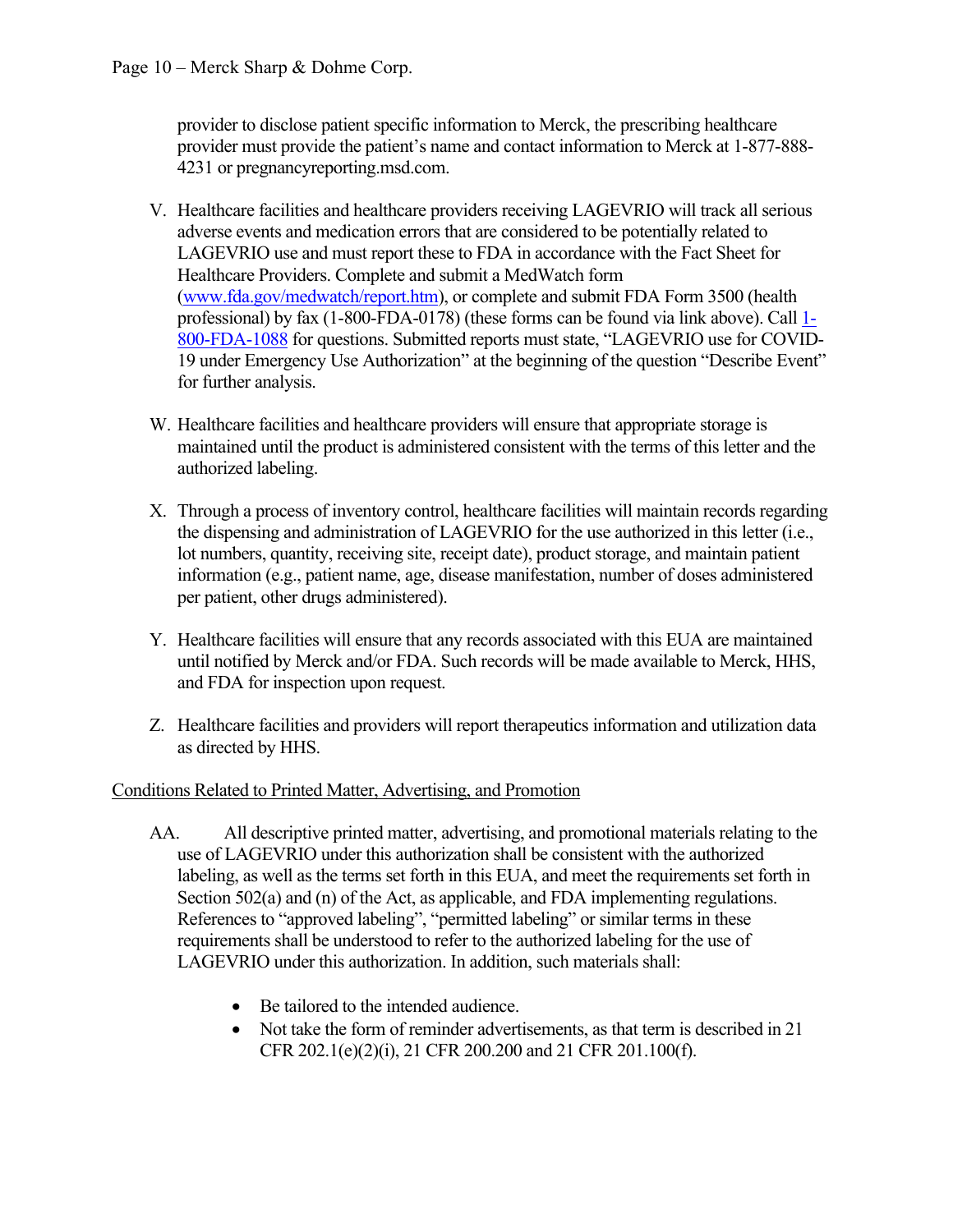provider to disclose patient specific information to Merck, the prescribing healthcare provider must provide the patient's name and contact information to Merck at 1-877-888-4231 or pregnancyreporting.msd.com.

V. Healthcare facilities and healthcare providers receiving LAGEVRIO will track all serious adverse events and medication errors that are considered to be potentially related to LAGEVRIO use and must report these to FDA in accordance with the Fact Sheet for Healthcare Providers. Complete and submit a MedWatch form ([www.fda.gov/medwatch/report.htm](www.fda.gov/medwatch/report.htm)), or complete and submit FDA Form 3500 (health professional) by fax (1-800-FDA-0178) (these forms can be found via link above). Call [1-800-FDA-1088](1-800-FDA-1088) for questions. Submitted reports must state, "LAGEVRIO use for COVID-19 under Emergency Use Authorization" at the beginning of the question "Describe Event" for further analysis.

W. Healthcare facilities and healthcare providers will ensure that appropriate storage is maintained until the product is administered consistent with the terms of this letter and the authorized labeling.

X. Through a process of inventory control, healthcare facilities will maintain records regarding the dispensing and administration of LAGEVRIO for the use authorized in this letter (i.e., lot numbers, quantity, receiving site, receipt date), product storage, and maintain patient information (e.g., patient name, age, disease manifestation, number of doses administered per patient, other drugs administered).

Y. Healthcare facilities will ensure that any records associated with this EUA are maintained until notified by Merck and/or FDA. Such records will be made available to Merck, HHS, and FDA for inspection upon request.

Z. Healthcare facilities and providers will report therapeutics information and utilization data as directed by HHS.

<u>Conditions Related to Printed Matter, Advertising, and Promotion</u>

AA. All descriptive printed matter, advertising, and promotional materials relating to the use of LAGEVRIO under this authorization shall be consistent with the authorized labeling, as well as the terms set forth in this EUA, and meet the requirements set forth in Section 502(a) and (n) of the Act, as applicable, and FDA implementing regulations. References to "approved labeling", "permitted labeling" or similar terms in these requirements shall be understood to refer to the authorized labeling for the use of LAGEVRIO under this authorization. In addition, such materials shall:

- Be tailored to the intended audience.
- Not take the form of reminder advertisements, as that term is described in 21 CFR 202.1(e)(2)(i), 21 CFR 200.200 and 21 CFR 201.100(f).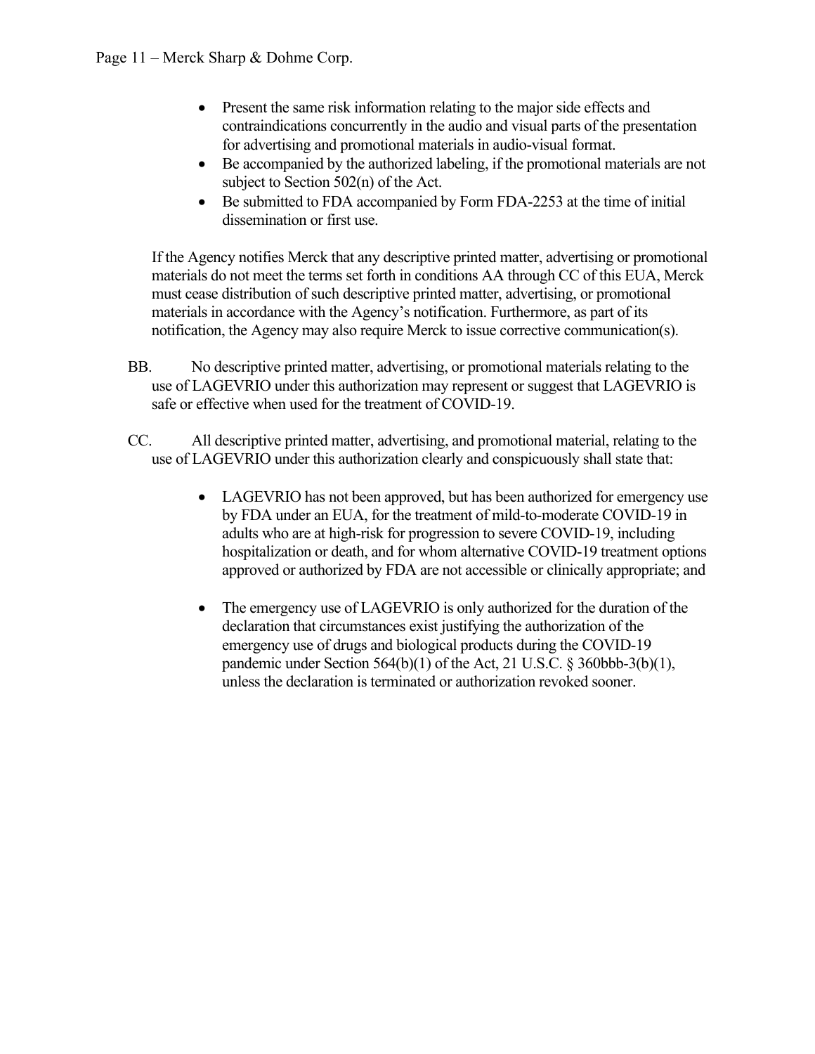- Present the same risk information relating to the major side effects and contraindications concurrently in the audio and visual parts of the presentation for advertising and promotional materials in audio-visual format.
- Be accompanied by the authorized labeling, if the promotional materials are not subject to Section 502(n) of the Act.
- Be submitted to FDA accompanied by Form FDA-2253 at the time of initial dissemination or first use.

If the Agency notifies Merck that any descriptive printed matter, advertising or promotional materials do not meet the terms set forth in conditions AA through CC of this EUA, Merck must cease distribution of such descriptive printed matter, advertising, or promotional materials in accordance with the Agency's notification. Furthermore, as part of its notification, the Agency may also require Merck to issue corrective communication(s).

BB. No descriptive printed matter, advertising, or promotional materials relating to the use of LAGEVRIO under this authorization may represent or suggest that LAGEVRIO is safe or effective when used for the treatment of COVID-19.

CC. All descriptive printed matter, advertising, and promotional material, relating to the use of LAGEVRIO under this authorization clearly and conspicuously shall state that:

- LAGEVRIO has not been approved, but has been authorized for emergency use by FDA under an EUA, for the treatment of mild-to-moderate COVID-19 in adults who are at high-risk for progression to severe COVID-19, including hospitalization or death, and for whom alternative COVID-19 treatment options approved or authorized by FDA are not accessible or clinically appropriate; and

- The emergency use of LAGEVRIO is only authorized for the duration of the declaration that circumstances exist justifying the authorization of the emergency use of drugs and biological products during the COVID-19 pandemic under Section 564(b)(1) of the Act, 21 U.S.C. § 360bbb-3(b)(1), unless the declaration is terminated or authorization revoked sooner.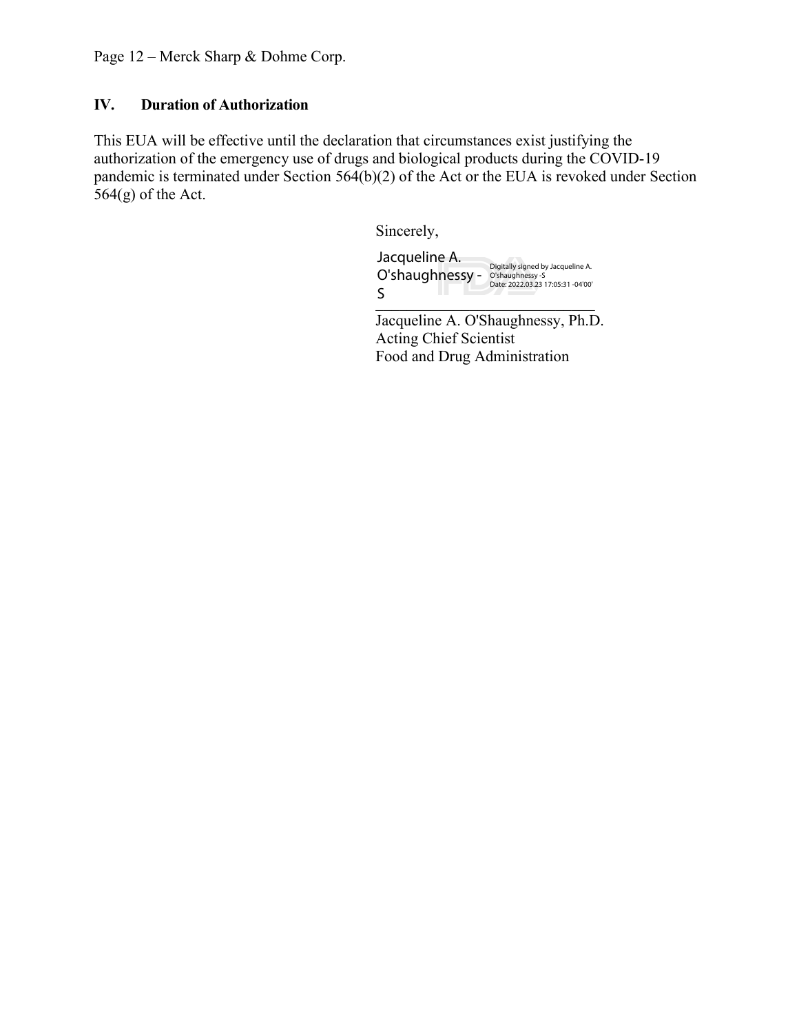## IV. Duration of Authorization

This EUA will be effective until the declaration that circumstances exist justifying the authorization of the emergency use of drugs and biological products during the COVID-19 pandemic is terminated under Section 564(b)(2) of the Act or the EUA is revoked under Section 564(g) of the Act.

Sincerely,

Jacqueline A. O'shaughnessy - S

Digitally signed by Jacqueline A. O'shaughnessy -S
Date: 2022.03.23 17:05:31 -04'00'

Jacqueline A. O'Shaughnessy, Ph.D.
Acting Chief Scientist
Food and Drug Administration